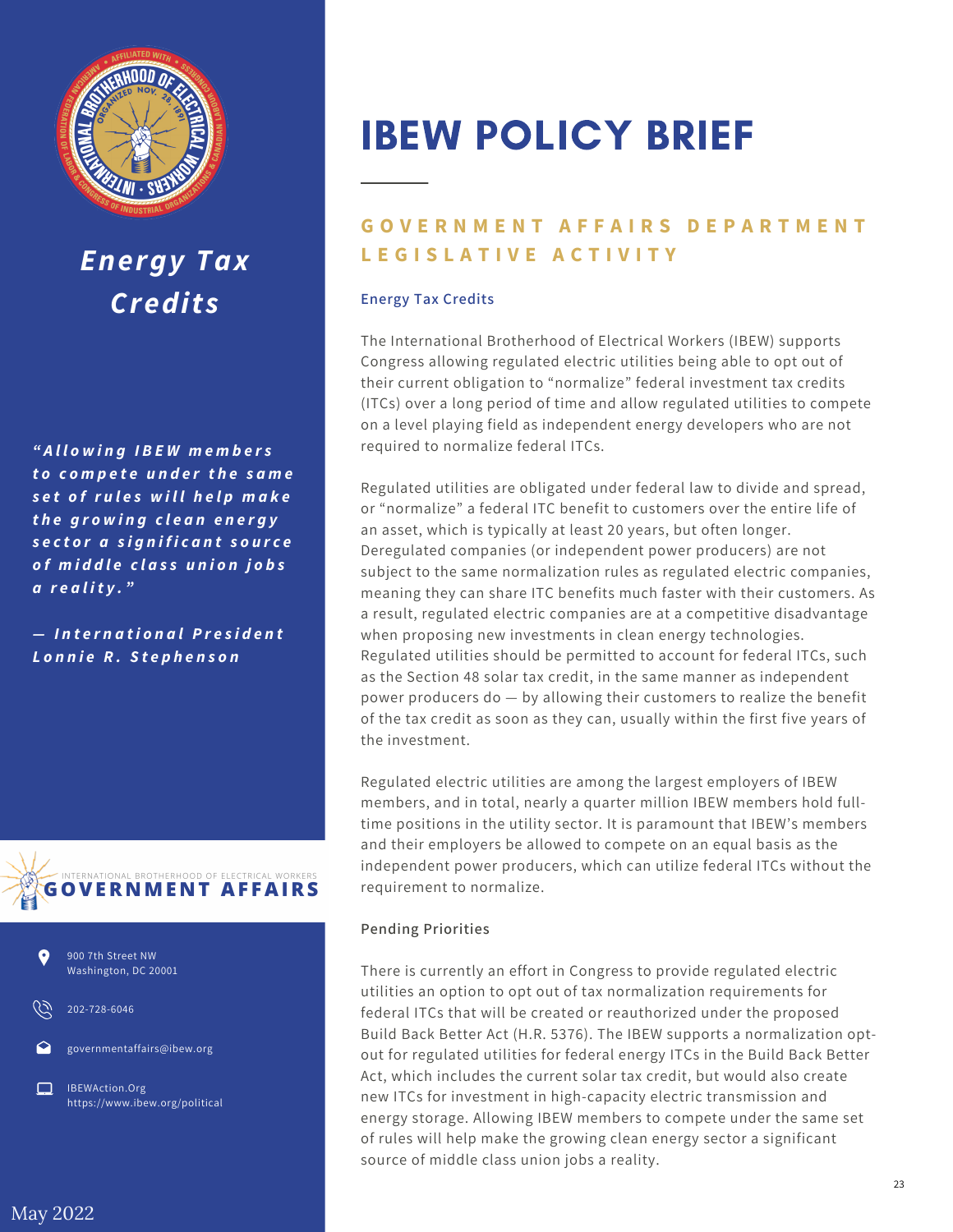# IBEW POLICY BRIEF

## GOVERNMENT AFFAIRS DEPARTMENT LEGISLATIVE ACTIVITY

### Energy Tax Credits

The International Brotherhood of Electrical Workers (IBEW) supports Congress allowing regulated electric utilities being able to opt out of their current obligation to "normalize" federal investment tax credits (ITCs) over a long period of time and allow regulated utilities to compete on a level playing field as independent energy developers who are not required to normalize federal ITCs.

Regulated utilities are obligated under federal law to divide and spread, or "normalize" a federal ITC benefit to customers over the entire life of an asset, which is typically at least 20 years, but often longer. Deregulated companies (or independent power producers) are not subject to the same normalization rules as regulated electric companies, meaning they can share ITC benefits much faster with their customers. As a result, regulated electric companies are at a competitive disadvantage when proposing new investments in clean energy technologies. Regulated utilities should be permitted to account for federal ITCs, such as the Section 48 solar tax credit, in the same manner as independent power producers do — by allowing their customers to realize the benefit of the tax credit as soon as they can, usually within the first five years of the investment.

Regulated electric utilities are among the largest employers of IBEW members, and in total, nearly a quarter million IBEW members hold full-time positions in the utility sector. It is paramount that IBEW's members and their employers be allowed to compete on an equal basis as the independent power producers, which can utilize federal ITCs without the requirement to normalize.

### Pending Priorities

There is currently an effort in Congress to provide regulated electric utilities an option to opt out of tax normalization requirements for federal ITCs that will be created or reauthorized under the proposed Build Back Better Act (H.R. 5376). The IBEW supports a normalization opt-out for regulated utilities for federal energy ITCs in the Build Back Better Act, which includes the current solar tax credit, but would also create new ITCs for investment in high-capacity electric transmission and energy storage. Allowing IBEW members to compete under the same set of rules will help make the growing clean energy sector a significant source of middle class union jobs a reality.

---

## *Energy Tax Credits*

***"Allowing IBEW members to compete under the same set of rules will help make the growing clean energy sector a significant source of middle class union jobs a reality."***

***— International President Lonnie R. Stephenson***

INTERNATIONAL BROTHERHOOD OF ELECTRICAL WORKERS
**GOVERNMENT AFFAIRS**

900 7th Street NW
Washington, DC 20001

202-728-6046

governmentaffairs@ibew.org

IBEWAction.Org
https://www.ibew.org/political

May 2022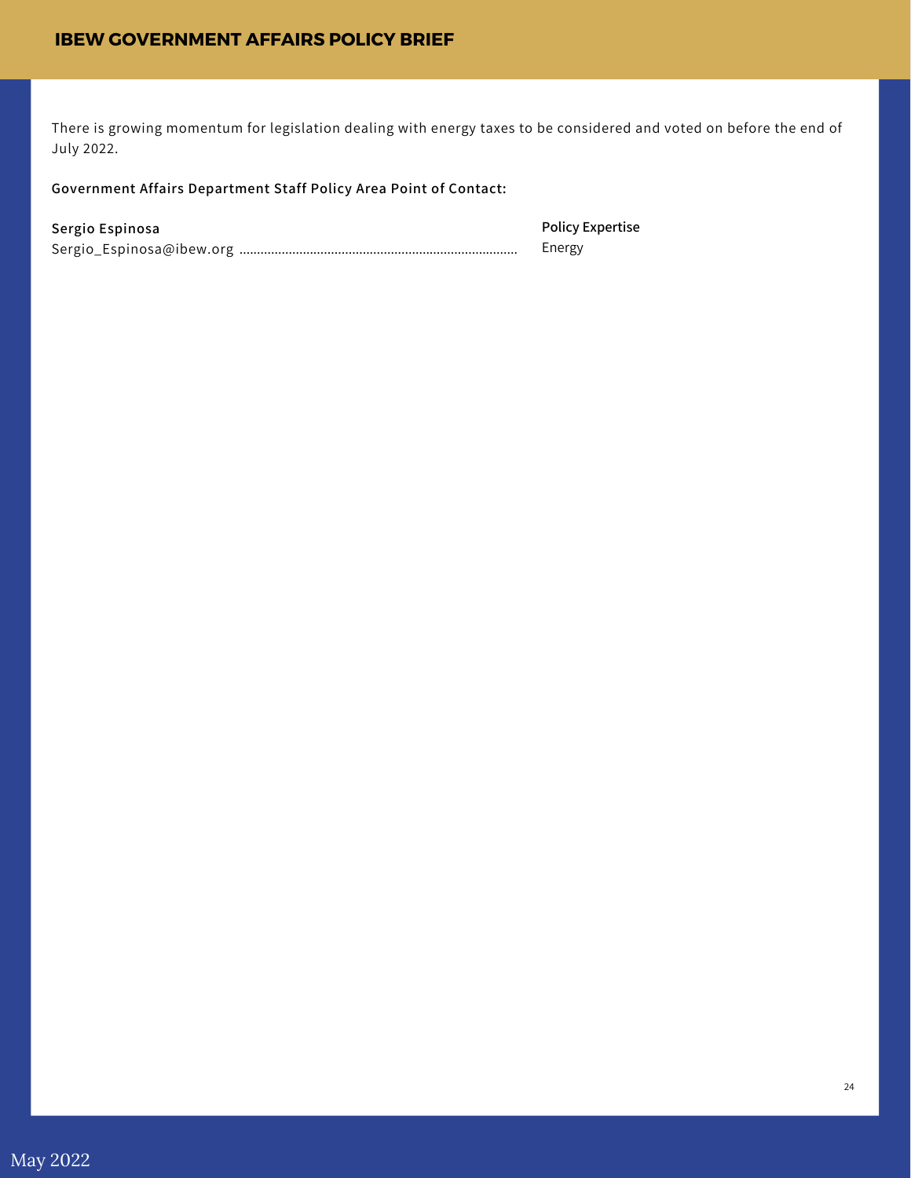There is growing momentum for legislation dealing with energy taxes to be considered and voted on before the end of July 2022.

**Government Affairs Department Staff Policy Area Point of Contact:**

| | |
|---|---|
| **Sergio Espinosa** | **Policy Expertise** |
| Sergio_Espinosa@ibew.org | Energy |